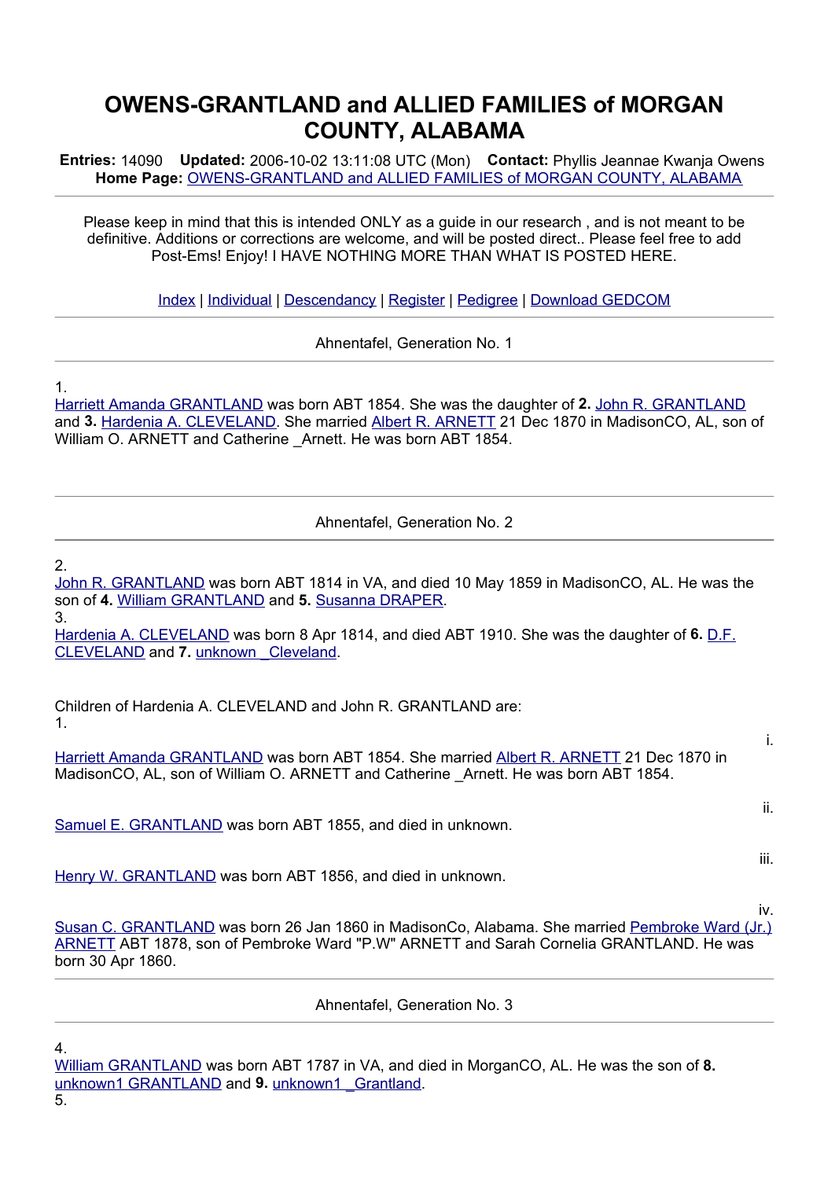# OWENS-GRANTLAND and ALLIED FAMILIES of MORGAN COUNTY, ALABAMA

**Entries:** 14090 **Updated:** 2006-10-02 13:11:08 UTC (Mon) **Contact:** Phyllis Jeannae Kwanja Owens
**Home Page:** OWENS-GRANTLAND and ALLIED FAMILIES of MORGAN COUNTY, ALABAMA

---

Please keep in mind that this is intended ONLY as a guide in our research , and is not meant to be definitive. Additions or corrections are welcome, and will be posted direct.. Please feel free to add Post-Ems! Enjoy! I HAVE NOTHING MORE THAN WHAT IS POSTED HERE.

Index | Individual | Descendancy | Register | Pedigree | Download GEDCOM

---

Ahnentafel, Generation No. 1

---

1.
Harriett Amanda GRANTLAND was born ABT 1854. She was the daughter of **2.** John R. GRANTLAND and **3.** Hardenia A. CLEVELAND. She married Albert R. ARNETT 21 Dec 1870 in MadisonCO, AL, son of William O. ARNETT and Catherine _Arnett. He was born ABT 1854.

---

Ahnentafel, Generation No. 2

---

2.
John R. GRANTLAND was born ABT 1814 in VA, and died 10 May 1859 in MadisonCO, AL. He was the son of **4.** William GRANTLAND and **5.** Susanna DRAPER.

3.
Hardenia A. CLEVELAND was born 8 Apr 1814, and died ABT 1910. She was the daughter of **6.** D.F. CLEVELAND and **7.** unknown _Cleveland.

Children of Hardenia A. CLEVELAND and John R. GRANTLAND are:

1.
i.
Harriett Amanda GRANTLAND was born ABT 1854. She married Albert R. ARNETT 21 Dec 1870 in MadisonCO, AL, son of William O. ARNETT and Catherine _Arnett. He was born ABT 1854.

ii.
Samuel E. GRANTLAND was born ABT 1855, and died in unknown.

iii.
Henry W. GRANTLAND was born ABT 1856, and died in unknown.

iv.
Susan C. GRANTLAND was born 26 Jan 1860 in MadisonCo, Alabama. She married Pembroke Ward (Jr.) ARNETT ABT 1878, son of Pembroke Ward "P.W" ARNETT and Sarah Cornelia GRANTLAND. He was born 30 Apr 1860.

---

Ahnentafel, Generation No. 3

---

4.
William GRANTLAND was born ABT 1787 in VA, and died in MorganCO, AL. He was the son of **8.** unknown1 GRANTLAND and **9.** unknown1 _Grantland.

5.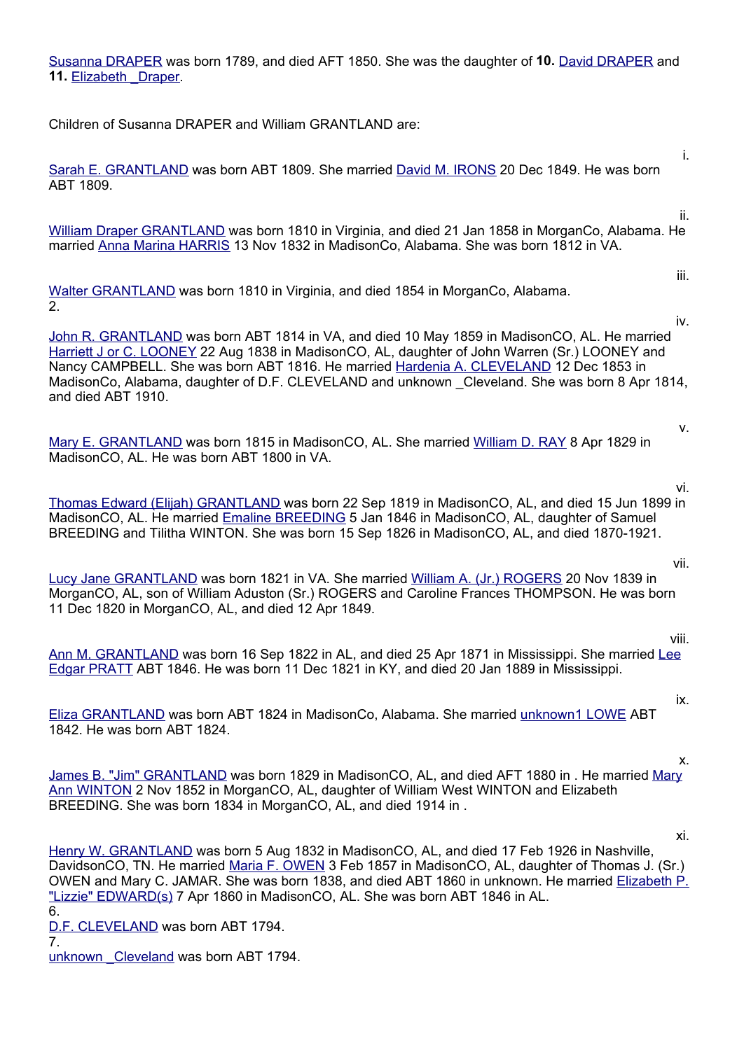Susanna DRAPER was born 1789, and died AFT 1850. She was the daughter of **10.** David DRAPER and **11.** Elizabeth _Draper.

Children of Susanna DRAPER and William GRANTLAND are:

i.

Sarah E. GRANTLAND was born ABT 1809. She married David M. IRONS 20 Dec 1849. He was born ABT 1809.

ii.

William Draper GRANTLAND was born 1810 in Virginia, and died 21 Jan 1858 in MorganCo, Alabama. He married Anna Marina HARRIS 13 Nov 1832 in MadisonCo, Alabama. She was born 1812 in VA.

iii.

Walter GRANTLAND was born 1810 in Virginia, and died 1854 in MorganCo, Alabama.

2.

iv.

John R. GRANTLAND was born ABT 1814 in VA, and died 10 May 1859 in MadisonCO, AL. He married Harriett J or C. LOONEY 22 Aug 1838 in MadisonCO, AL, daughter of John Warren (Sr.) LOONEY and Nancy CAMPBELL. She was born ABT 1816. He married Hardenia A. CLEVELAND 12 Dec 1853 in MadisonCo, Alabama, daughter of D.F. CLEVELAND and unknown _Cleveland. She was born 8 Apr 1814, and died ABT 1910.

v.

Mary E. GRANTLAND was born 1815 in MadisonCO, AL. She married William D. RAY 8 Apr 1829 in MadisonCO, AL. He was born ABT 1800 in VA.

vi.

Thomas Edward (Elijah) GRANTLAND was born 22 Sep 1819 in MadisonCO, AL, and died 15 Jun 1899 in MadisonCO, AL. He married Emaline BREEDING 5 Jan 1846 in MadisonCO, AL, daughter of Samuel BREEDING and Tilitha WINTON. She was born 15 Sep 1826 in MadisonCO, AL, and died 1870-1921.

vii.

Lucy Jane GRANTLAND was born 1821 in VA. She married William A. (Jr.) ROGERS 20 Nov 1839 in MorganCO, AL, son of William Aduston (Sr.) ROGERS and Caroline Frances THOMPSON. He was born 11 Dec 1820 in MorganCO, AL, and died 12 Apr 1849.

viii.

Ann M. GRANTLAND was born 16 Sep 1822 in AL, and died 25 Apr 1871 in Mississippi. She married Lee Edgar PRATT ABT 1846. He was born 11 Dec 1821 in KY, and died 20 Jan 1889 in Mississippi.

ix.

Eliza GRANTLAND was born ABT 1824 in MadisonCo, Alabama. She married unknown1 LOWE ABT 1842. He was born ABT 1824.

x.

James B. "Jim" GRANTLAND was born 1829 in MadisonCO, AL, and died AFT 1880 in . He married Mary Ann WINTON 2 Nov 1852 in MorganCO, AL, daughter of William West WINTON and Elizabeth BREEDING. She was born 1834 in MorganCO, AL, and died 1914 in .

xi.

Henry W. GRANTLAND was born 5 Aug 1832 in MadisonCO, AL, and died 17 Feb 1926 in Nashville, DavidsonCO, TN. He married Maria F. OWEN 3 Feb 1857 in MadisonCO, AL, daughter of Thomas J. (Sr.) OWEN and Mary C. JAMAR. She was born 1838, and died ABT 1860 in unknown. He married Elizabeth P. "Lizzie" EDWARD(s) 7 Apr 1860 in MadisonCO, AL. She was born ABT 1846 in AL.

6.

D.F. CLEVELAND was born ABT 1794.

7.

unknown _Cleveland was born ABT 1794.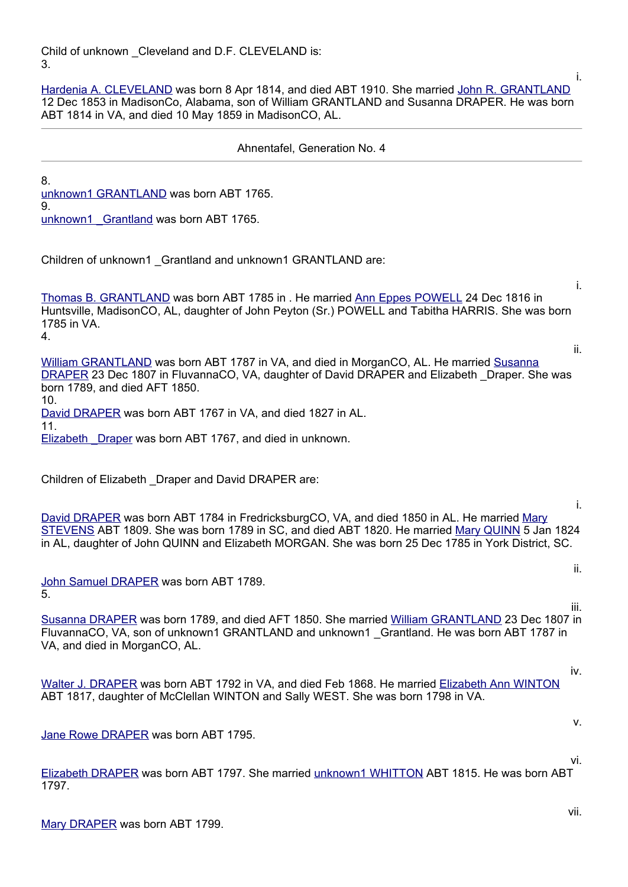Child of unknown _Cleveland and D.F. CLEVELAND is:

3.

i. Hardenia A. CLEVELAND was born 8 Apr 1814, and died ABT 1910. She married John R. GRANTLAND 12 Dec 1853 in MadisonCo, Alabama, son of William GRANTLAND and Susanna DRAPER. He was born ABT 1814 in VA, and died 10 May 1859 in MadisonCO, AL.

---

## Ahnentafel, Generation No. 4

---

8.
unknown1 GRANTLAND was born ABT 1765.

9.
unknown1 _Grantland was born ABT 1765.

Children of unknown1 _Grantland and unknown1 GRANTLAND are:

i. Thomas B. GRANTLAND was born ABT 1785 in . He married Ann Eppes POWELL 24 Dec 1816 in Huntsville, MadisonCO, AL, daughter of John Peyton (Sr.) POWELL and Tabitha HARRIS. She was born 1785 in VA.

4.

ii. William GRANTLAND was born ABT 1787 in VA, and died in MorganCO, AL. He married Susanna DRAPER 23 Dec 1807 in FluvannaCO, VA, daughter of David DRAPER and Elizabeth _Draper. She was born 1789, and died AFT 1850.

10.
David DRAPER was born ABT 1767 in VA, and died 1827 in AL.

11.
Elizabeth _Draper was born ABT 1767, and died in unknown.

Children of Elizabeth _Draper and David DRAPER are:

i. David DRAPER was born ABT 1784 in FredricksburgCO, VA, and died 1850 in AL. He married Mary STEVENS ABT 1809. She was born 1789 in SC, and died ABT 1820. He married Mary QUINN 5 Jan 1824 in AL, daughter of John QUINN and Elizabeth MORGAN. She was born 25 Dec 1785 in York District, SC.

ii. John Samuel DRAPER was born ABT 1789.

5.

iii. Susanna DRAPER was born 1789, and died AFT 1850. She married William GRANTLAND 23 Dec 1807 in FluvannaCO, VA, son of unknown1 GRANTLAND and unknown1 _Grantland. He was born ABT 1787 in VA, and died in MorganCO, AL.

iv. Walter J. DRAPER was born ABT 1792 in VA, and died Feb 1868. He married Elizabeth Ann WINTON ABT 1817, daughter of McClellan WINTON and Sally WEST. She was born 1798 in VA.

v. Jane Rowe DRAPER was born ABT 1795.

vi. Elizabeth DRAPER was born ABT 1797. She married unknown1 WHITTON ABT 1815. He was born ABT 1797.

vii. Mary DRAPER was born ABT 1799.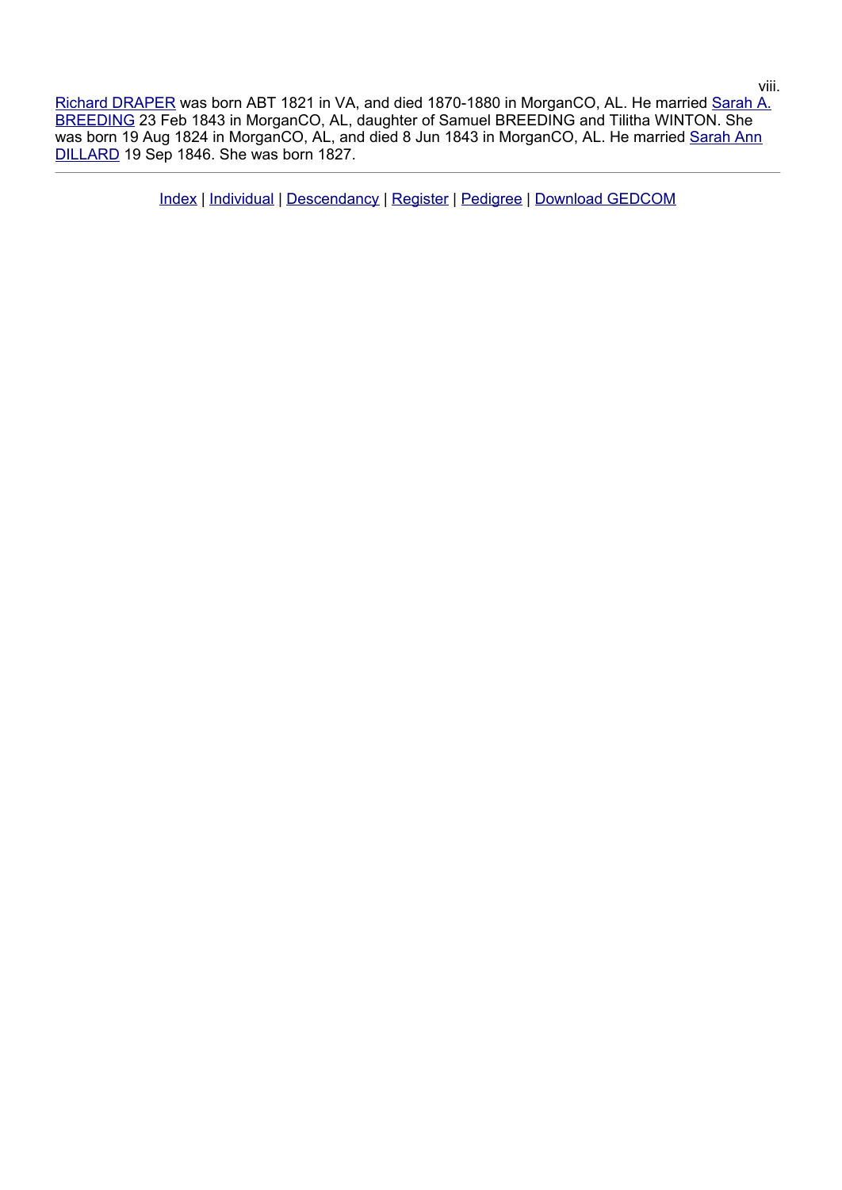viii.

Richard DRAPER was born ABT 1821 in VA, and died 1870-1880 in MorganCO, AL. He married Sarah A. BREEDING 23 Feb 1843 in MorganCO, AL, daughter of Samuel BREEDING and Tilitha WINTON. She was born 19 Aug 1824 in MorganCO, AL, and died 8 Jun 1843 in MorganCO, AL. He married Sarah Ann DILLARD 19 Sep 1846. She was born 1827.

---

Index | Individual | Descendancy | Register | Pedigree | Download GEDCOM